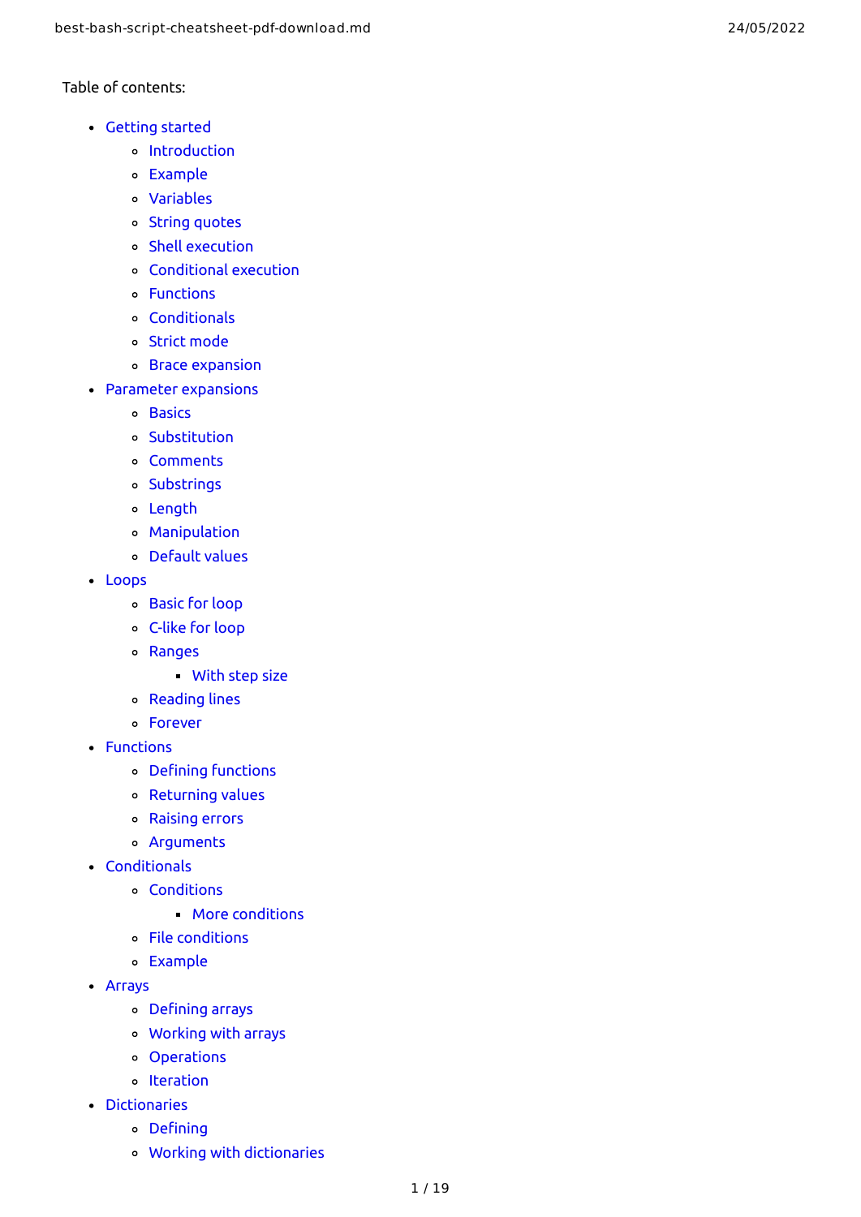Table of contents:

- Getting started
  - Introduction
  - Example
  - Variables
  - String quotes
  - Shell execution
  - Conditional execution
  - Functions
  - Conditionals
  - Strict mode
  - Brace expansion
- Parameter expansions
  - Basics
  - Substitution
  - Comments
  - Substrings
  - Length
  - Manipulation
  - Default values
- Loops
  - Basic for loop
  - C-like for loop
  - Ranges
    - With step size
  - Reading lines
  - Forever
- Functions
  - Defining functions
  - Returning values
  - Raising errors
  - Arguments
- Conditionals
  - Conditions
    - More conditions
  - File conditions
  - Example
- Arrays
  - Defining arrays
  - Working with arrays
  - Operations
  - Iteration
- Dictionaries
  - Defining
  - Working with dictionaries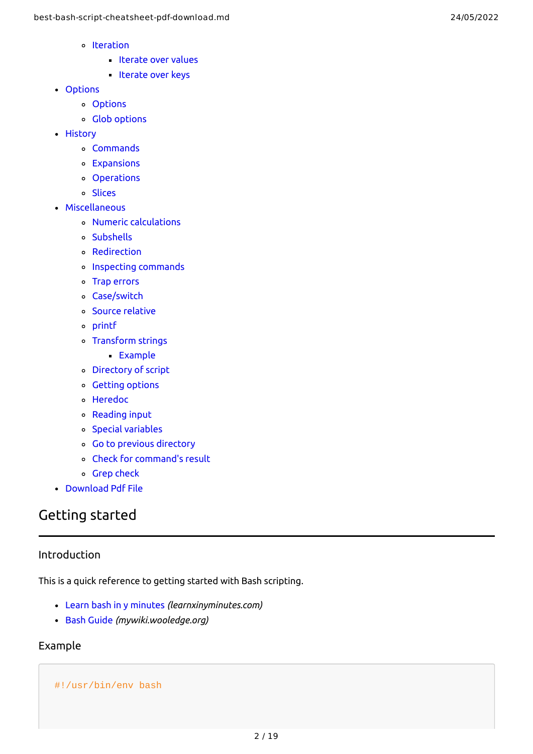- Iteration
        - Iterate over values
        - Iterate over keys
- Options
    - Options
    - Glob options
- History
    - Commands
    - Expansions
    - Operations
    - Slices
- Miscellaneous
    - Numeric calculations
    - Subshells
    - Redirection
    - Inspecting commands
    - Trap errors
    - Case/switch
    - Source relative
    - printf
    - Transform strings
        - Example
    - Directory of script
    - Getting options
    - Heredoc
    - Reading input
    - Special variables
    - Go to previous directory
    - Check for command's result
    - Grep check
- Download Pdf File

# Getting started

## Introduction

This is a quick reference to getting started with Bash scripting.

- Learn bash in y minutes *(learnxinyminutes.com)*
- Bash Guide *(mywiki.wooledge.org)*

## Example

```
#!/usr/bin/env bash
```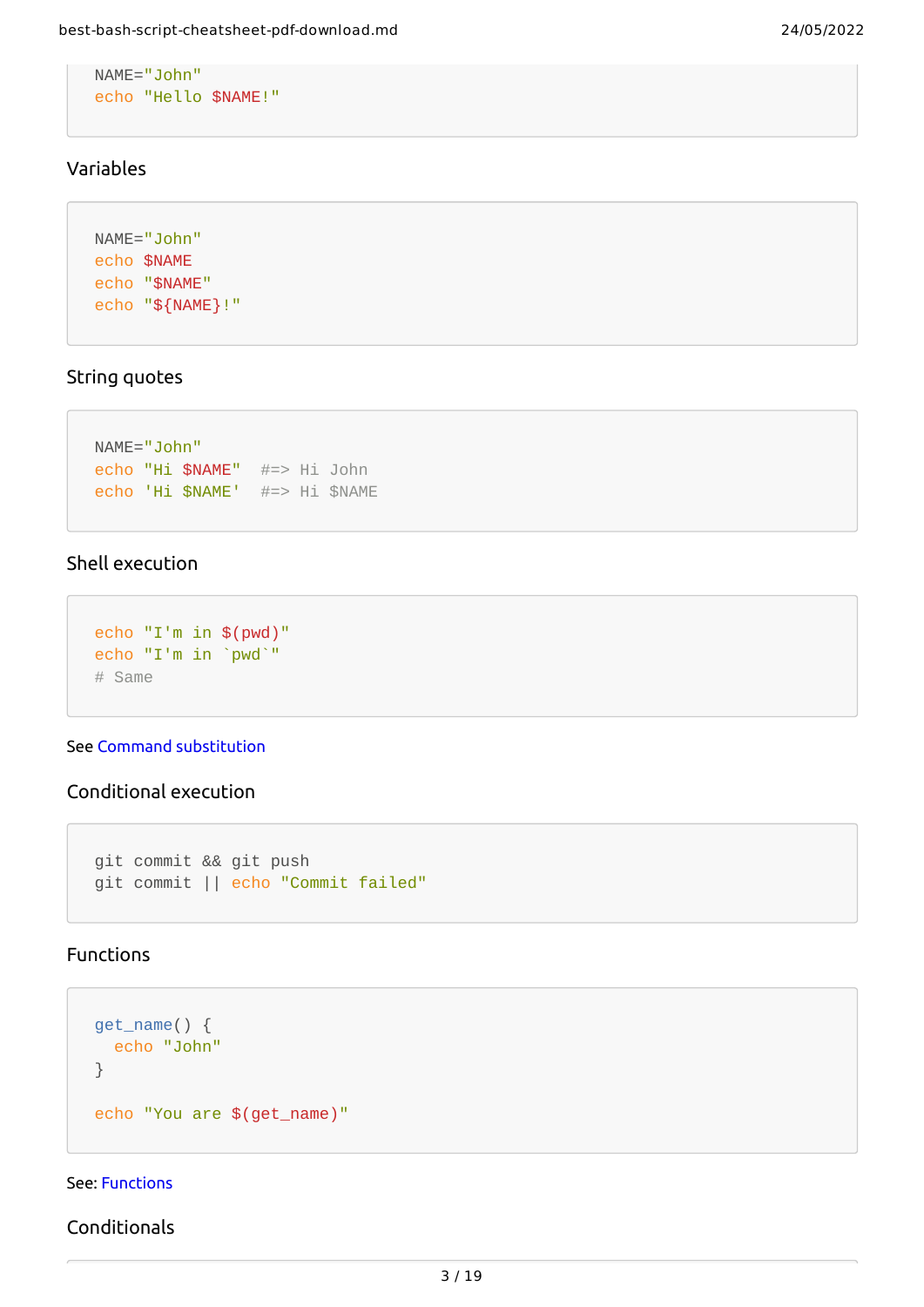```bash
NAME="John"
echo "Hello $NAME!"
```

### Variables

```bash
NAME="John"
echo $NAME
echo "$NAME"
echo "${NAME}!"
```

### String quotes

```bash
NAME="John"
echo "Hi $NAME"  #=> Hi John
echo 'Hi $NAME'  #=> Hi $NAME
```

### Shell execution

```bash
echo "I'm in $(pwd)"
echo "I'm in `pwd`"
# Same
```

See Command substitution

### Conditional execution

```bash
git commit && git push
git commit || echo "Commit failed"
```

### Functions

```bash
get_name() {
  echo "John"
}

echo "You are $(get_name)"
```

See: Functions

### Conditionals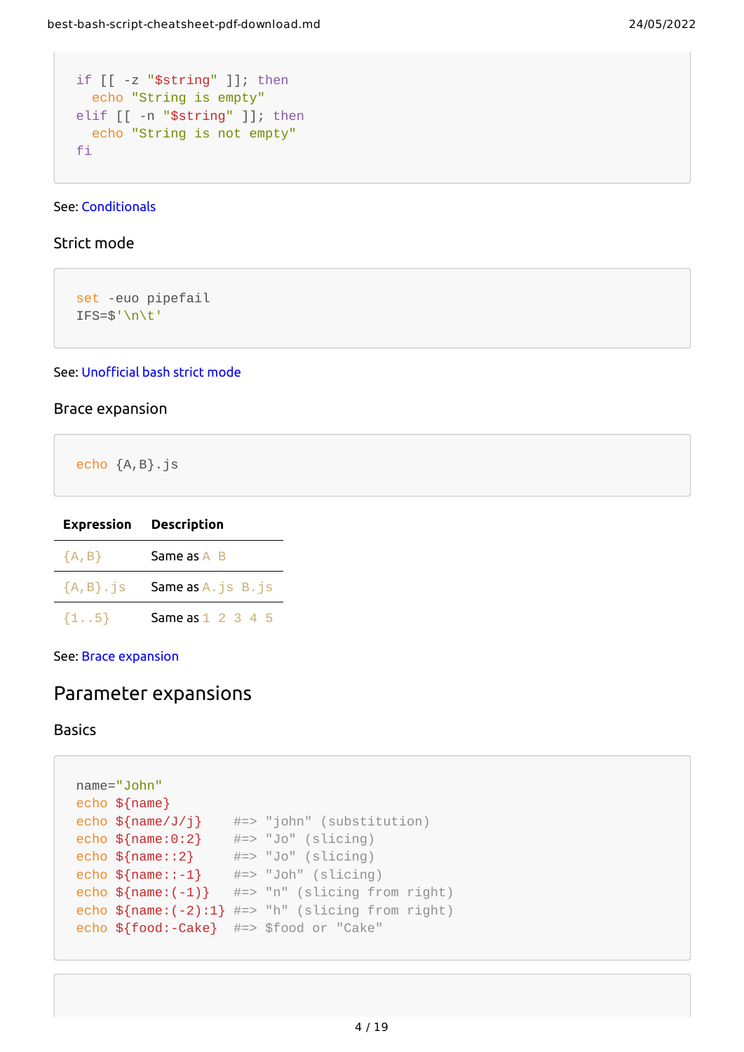```bash
if [[ -z "$string" ]]; then
  echo "String is empty"
elif [[ -n "$string" ]]; then
  echo "String is not empty"
fi
```

See: Conditionals

### Strict mode

```bash
set -euo pipefail
IFS=$'\n\t'
```

See: Unofficial bash strict mode

### Brace expansion

```bash
echo {A,B}.js
```

| Expression | Description |
| --- | --- |
| `{A,B}` | Same as `A B` |
| `{A,B}.js` | Same as `A.js B.js` |
| `{1..5}` | Same as `1 2 3 4 5` |

See: Brace expansion

## Parameter expansions

### Basics

```bash
name="John"
echo ${name}
echo ${name/J/j}    #=> "john" (substitution)
echo ${name:0:2}    #=> "Jo" (slicing)
echo ${name::2}     #=> "Jo" (slicing)
echo ${name::-1}    #=> "Joh" (slicing)
echo ${name:(-1)}   #=> "n" (slicing from right)
echo ${name:(-2):1} #=> "h" (slicing from right)
echo ${food:-Cake}  #=> $food or "Cake"
```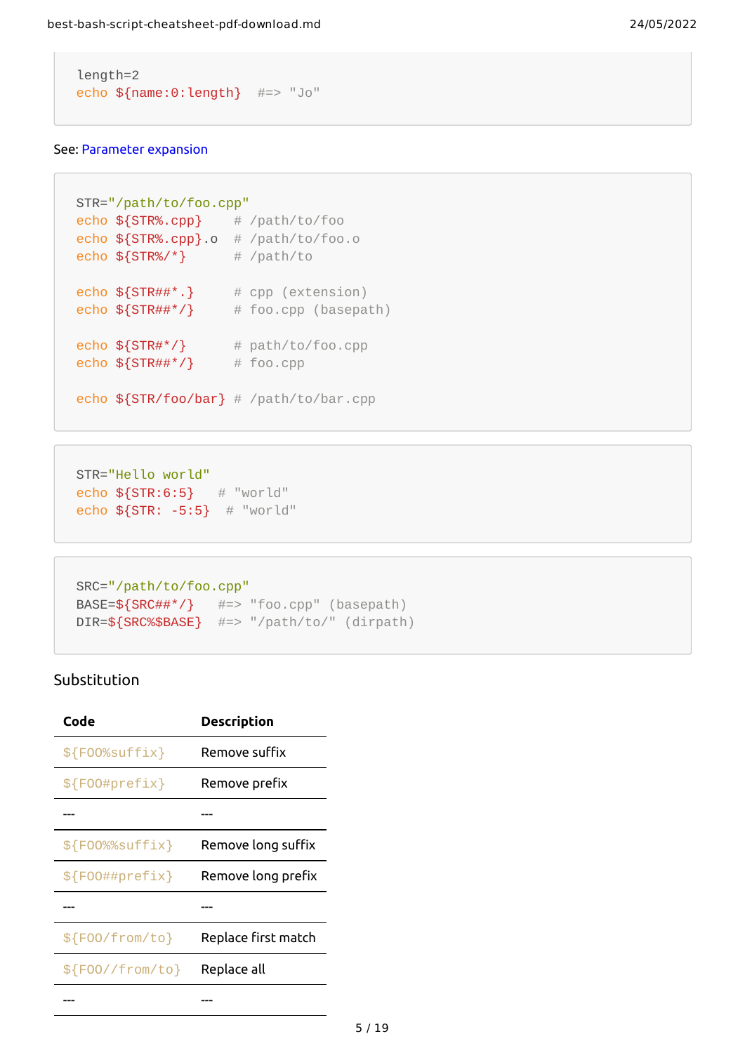```
length=2
echo ${name:0:length}  #=> "Jo"
```

See: Parameter expansion

```
STR="/path/to/foo.cpp"
echo ${STR%.cpp}    # /path/to/foo
echo ${STR%.cpp}.o  # /path/to/foo.o
echo ${STR%/*}      # /path/to

echo ${STR##*.}     # cpp (extension)
echo ${STR##*/}     # foo.cpp (basepath)

echo ${STR#*/}      # path/to/foo.cpp
echo ${STR##*/}     # foo.cpp

echo ${STR/foo/bar} # /path/to/bar.cpp
```

```
STR="Hello world"
echo ${STR:6:5}   # "world"
echo ${STR: -5:5}  # "world"
```

```
SRC="/path/to/foo.cpp"
BASE=${SRC##*/}   #=> "foo.cpp" (basepath)
DIR=${SRC%$BASE}  #=> "/path/to/" (dirpath)
```

### Substitution

| Code | Description |
| --- | --- |
| `${FOO%suffix}` | Remove suffix |
| `${FOO#prefix}` | Remove prefix |
| --- | --- |
| `${FOO%%suffix}` | Remove long suffix |
| `${FOO##prefix}` | Remove long prefix |
| --- | --- |
| `${FOO/from/to}` | Replace first match |
| `${FOO//from/to}` | Replace all |
| --- | --- |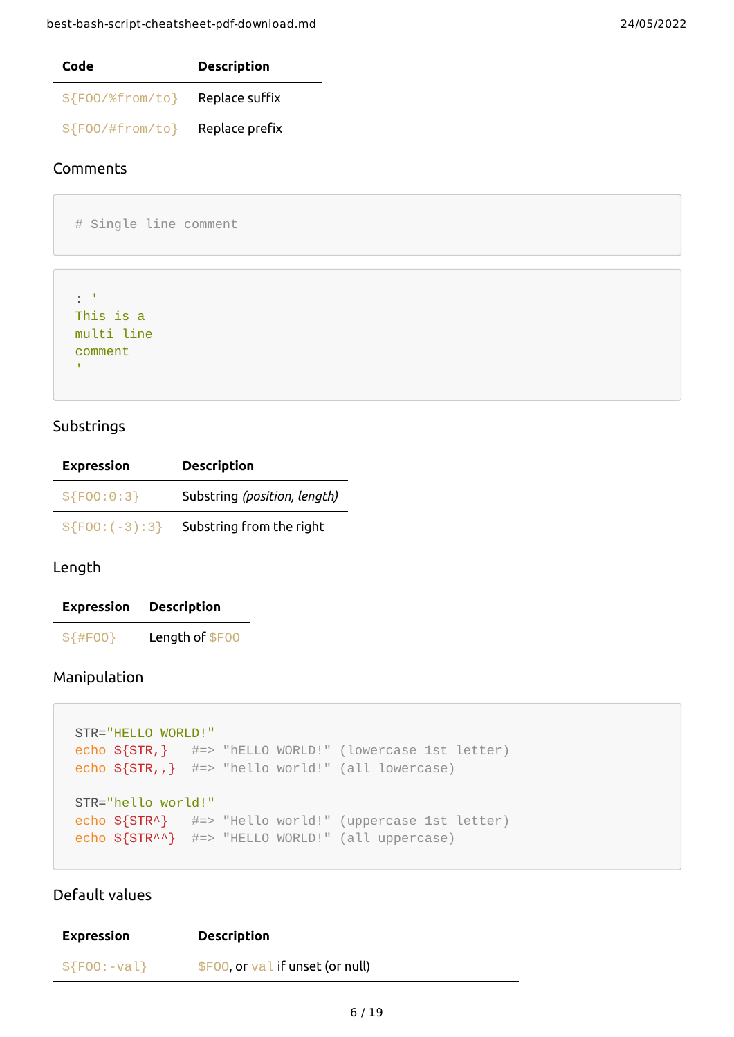| Code | Description |
| --- | --- |
| `${FOO/%from/to}` | Replace suffix |
| `${FOO/#from/to}` | Replace prefix |

### Comments

```
# Single line comment
```

```
: '
This is a
multi line
comment
'
```

### Substrings

| Expression | Description |
| --- | --- |
| `${FOO:0:3}` | Substring *(position, length)* |
| `${FOO:(-3):3}` | Substring from the right |

### Length

| Expression | Description |
| --- | --- |
| `${#FOO}` | Length of `$FOO` |

### Manipulation

```
STR="HELLO WORLD!"
echo ${STR,}   #=> "hELLO WORLD!" (lowercase 1st letter)
echo ${STR,,}  #=> "hello world!" (all lowercase)

STR="hello world!"
echo ${STR^}   #=> "Hello world!" (uppercase 1st letter)
echo ${STR^^}  #=> "HELLO WORLD!" (all uppercase)
```

### Default values

| Expression | Description |
| --- | --- |
| `${FOO:-val}` | `$FOO`, or `val` if unset (or null) |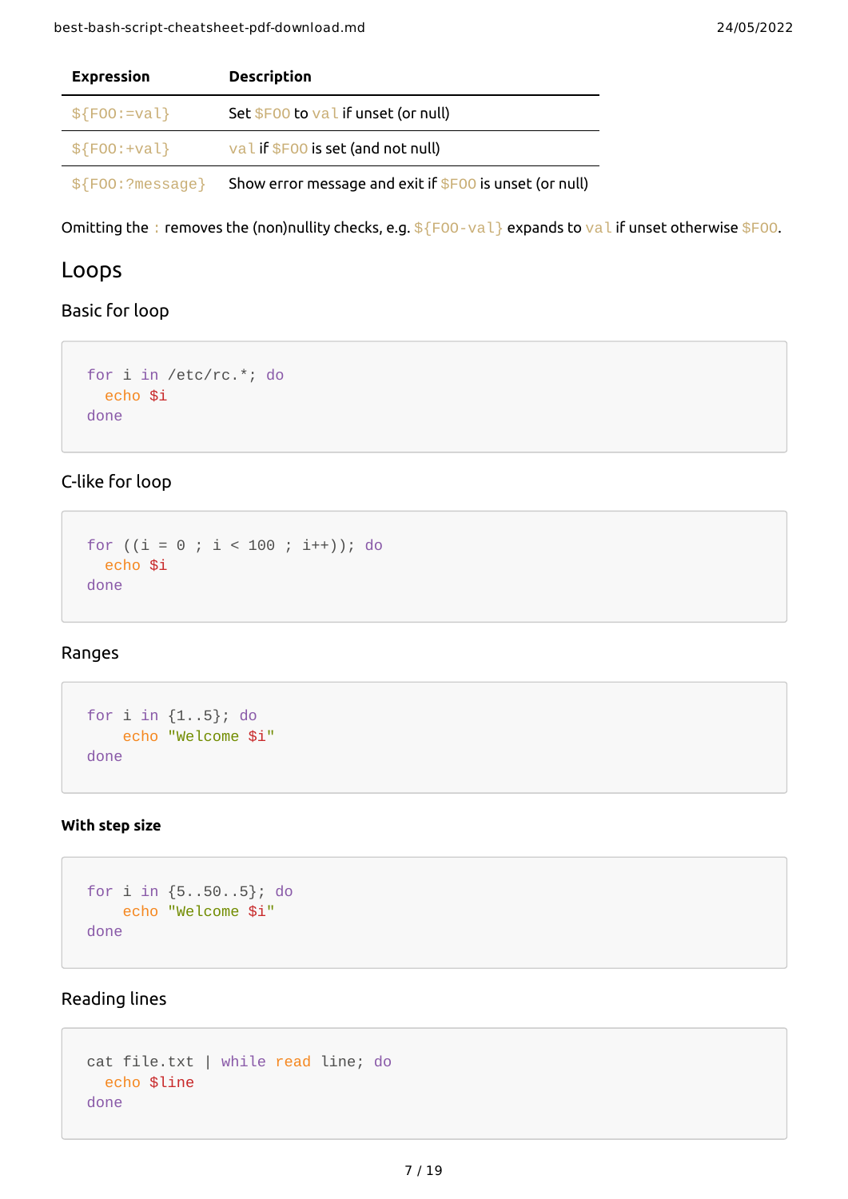| Expression | Description |
| --- | --- |
| `${FOO:=val}` | Set `$FOO` to `val` if unset (or null) |
| `${FOO:+val}` | `val` if `$FOO` is set (and not null) |
| `${FOO:?message}` | Show error message and exit if `$FOO` is unset (or null) |

Omitting the `:` removes the (non)nullity checks, e.g. `${FOO-val}` expands to `val` if unset otherwise `$FOO`.

## Loops

### Basic for loop

```
for i in /etc/rc.*; do
  echo $i
done
```

### C-like for loop

```
for ((i = 0 ; i < 100 ; i++)); do
  echo $i
done
```

### Ranges

```
for i in {1..5}; do
    echo "Welcome $i"
done
```

#### With step size

```
for i in {5..50..5}; do
    echo "Welcome $i"
done
```

### Reading lines

```
cat file.txt | while read line; do
  echo $line
done
```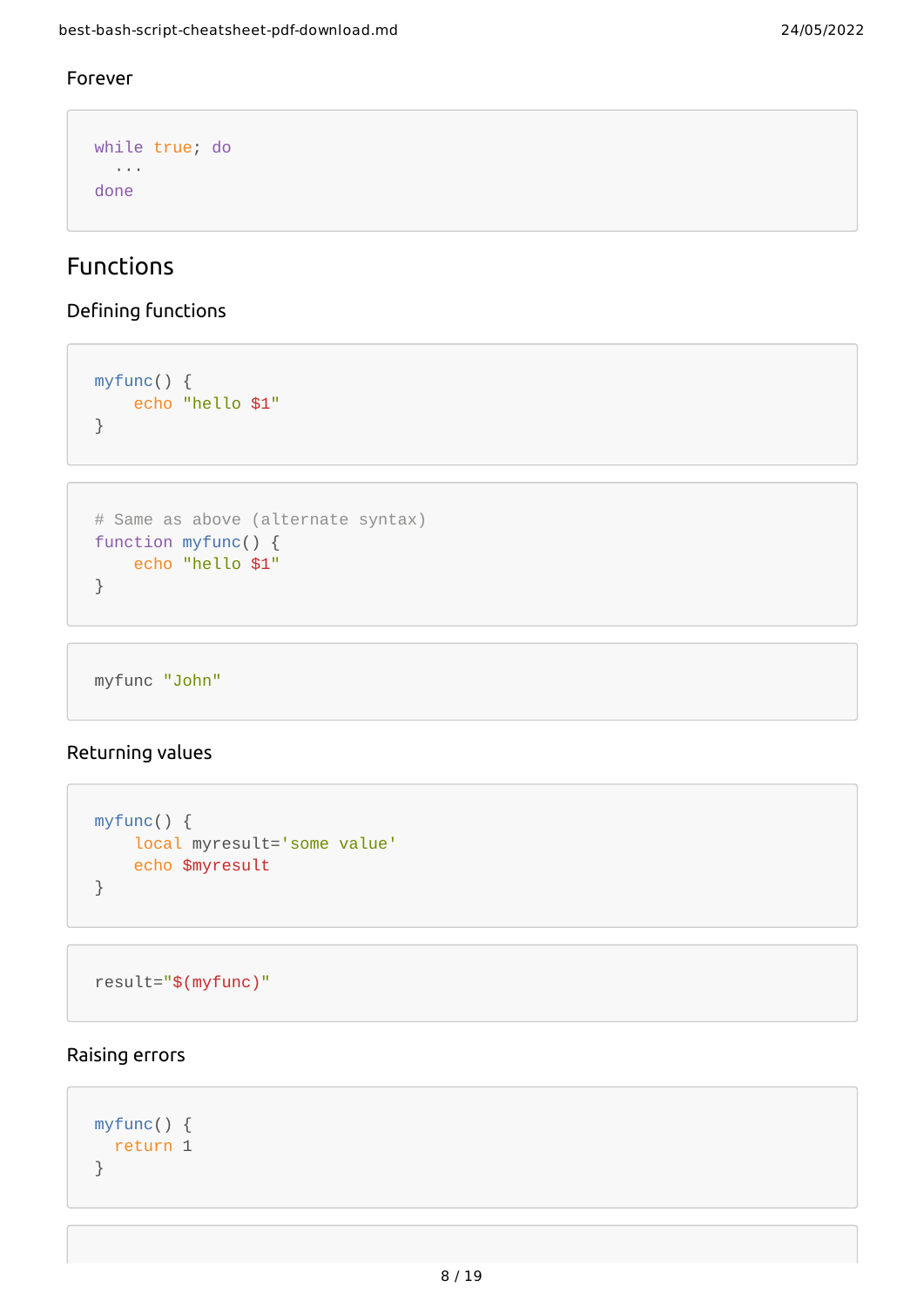### Forever

```
while true; do
  ···
done
```

## Functions

### Defining functions

```
myfunc() {
    echo "hello $1"
}
```

```
# Same as above (alternate syntax)
function myfunc() {
    echo "hello $1"
}
```

```
myfunc "John"
```

### Returning values

```
myfunc() {
    local myresult='some value'
    echo $myresult
}
```

```
result="$(myfunc)"
```

### Raising errors

```
myfunc() {
  return 1
}
```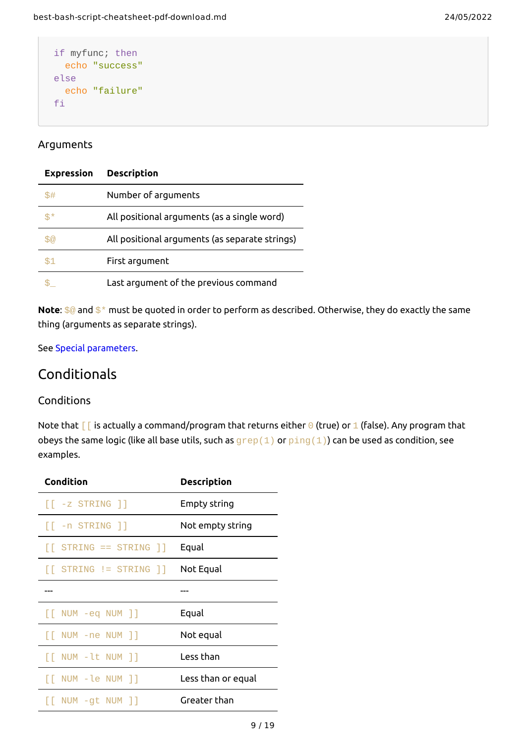```
if myfunc; then
  echo "success"
else
  echo "failure"
fi
```

### Arguments

| Expression | Description |
| --- | --- |
| `$#` | Number of arguments |
| `$*` | All positional arguments (as a single word) |
| `$@` | All positional arguments (as separate strings) |
| `$1` | First argument |
| `$_` | Last argument of the previous command |

**Note**: `$@` and `$*` must be quoted in order to perform as described. Otherwise, they do exactly the same thing (arguments as separate strings).

See Special parameters.

## Conditionals

### Conditions

Note that `[[` is actually a command/program that returns either `0` (true) or `1` (false). Any program that obeys the same logic (like all base utils, such as `grep(1)` or `ping(1)`) can be used as condition, see examples.

| Condition | Description |
| --- | --- |
| `[[ -z STRING ]]` | Empty string |
| `[[ -n STRING ]]` | Not empty string |
| `[[ STRING == STRING ]]` | Equal |
| `[[ STRING != STRING ]]` | Not Equal |
| --- | --- |
| `[[ NUM -eq NUM ]]` | Equal |
| `[[ NUM -ne NUM ]]` | Not equal |
| `[[ NUM -lt NUM ]]` | Less than |
| `[[ NUM -le NUM ]]` | Less than or equal |
| `[[ NUM -gt NUM ]]` | Greater than |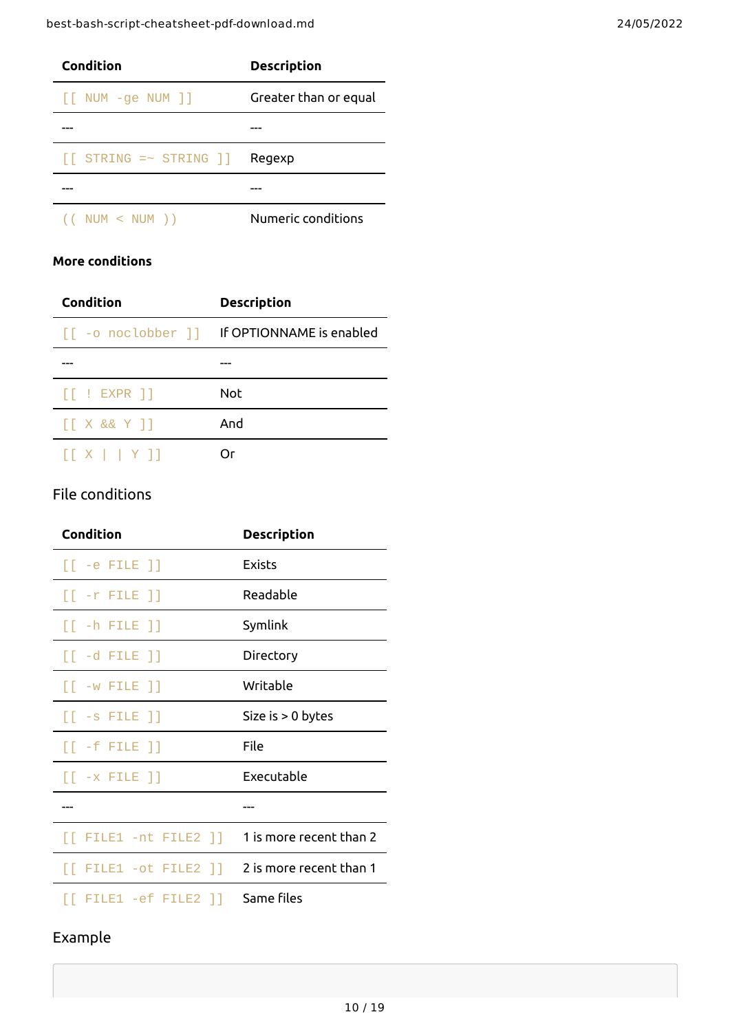| Condition | Description |
| --- | --- |
| `[[ NUM -ge NUM ]]` | Greater than or equal |
| --- | --- |
| `[[ STRING =~ STRING ]]` | Regexp |
| --- | --- |
| `(( NUM < NUM ))` | Numeric conditions |

**More conditions**

| Condition | Description |
| --- | --- |
| `[[ -o noclobber ]]` | If OPTIONNAME is enabled |
| --- | --- |
| `[[ ! EXPR ]]` | Not |
| `[[ X && Y ]]` | And |
| `[[ X || Y ]]` | Or |

## File conditions

| Condition | Description |
| --- | --- |
| `[[ -e FILE ]]` | Exists |
| `[[ -r FILE ]]` | Readable |
| `[[ -h FILE ]]` | Symlink |
| `[[ -d FILE ]]` | Directory |
| `[[ -w FILE ]]` | Writable |
| `[[ -s FILE ]]` | Size is > 0 bytes |
| `[[ -f FILE ]]` | File |
| `[[ -x FILE ]]` | Executable |
| --- | --- |
| `[[ FILE1 -nt FILE2 ]]` | 1 is more recent than 2 |
| `[[ FILE1 -ot FILE2 ]]` | 2 is more recent than 1 |
| `[[ FILE1 -ef FILE2 ]]` | Same files |

## Example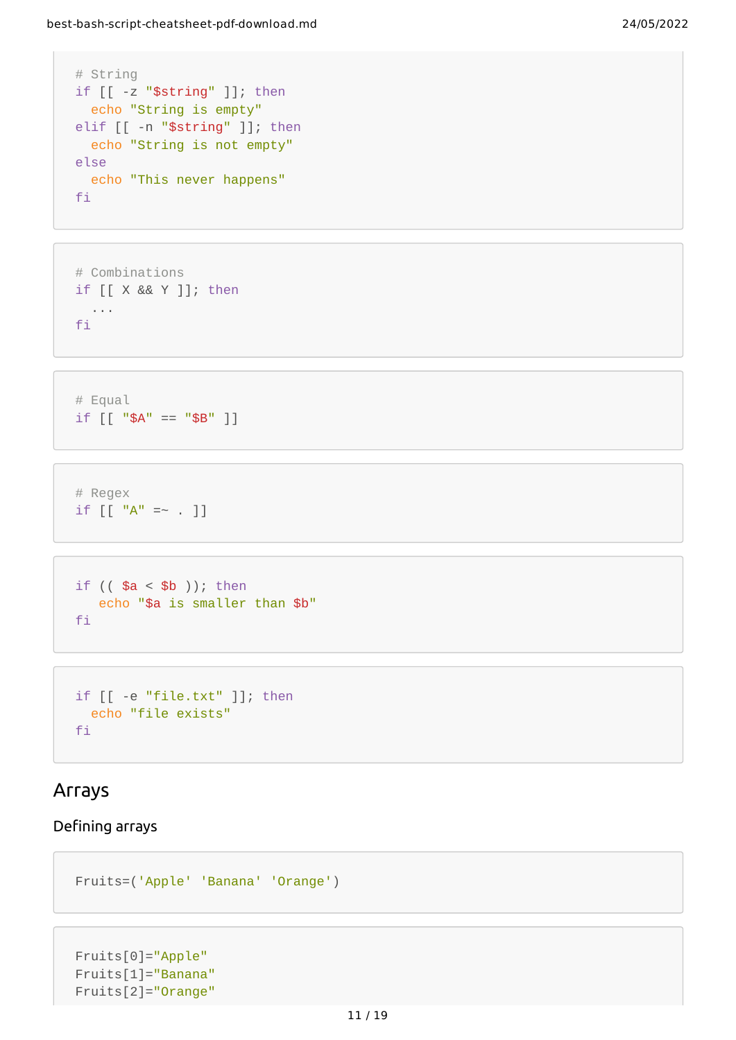```
# String
if [[ -z "$string" ]]; then
  echo "String is empty"
elif [[ -n "$string" ]]; then
  echo "String is not empty"
else
  echo "This never happens"
fi
```

```
# Combinations
if [[ X && Y ]]; then
  ...
fi
```

```
# Equal
if [[ "$A" == "$B" ]]
```

```
# Regex
if [[ "A" =~ . ]]
```

```
if (( $a < $b )); then
   echo "$a is smaller than $b"
fi
```

```
if [[ -e "file.txt" ]]; then
  echo "file exists"
fi
```

## Arrays

### Defining arrays

```
Fruits=('Apple' 'Banana' 'Orange')
```

```
Fruits[0]="Apple"
Fruits[1]="Banana"
Fruits[2]="Orange"
```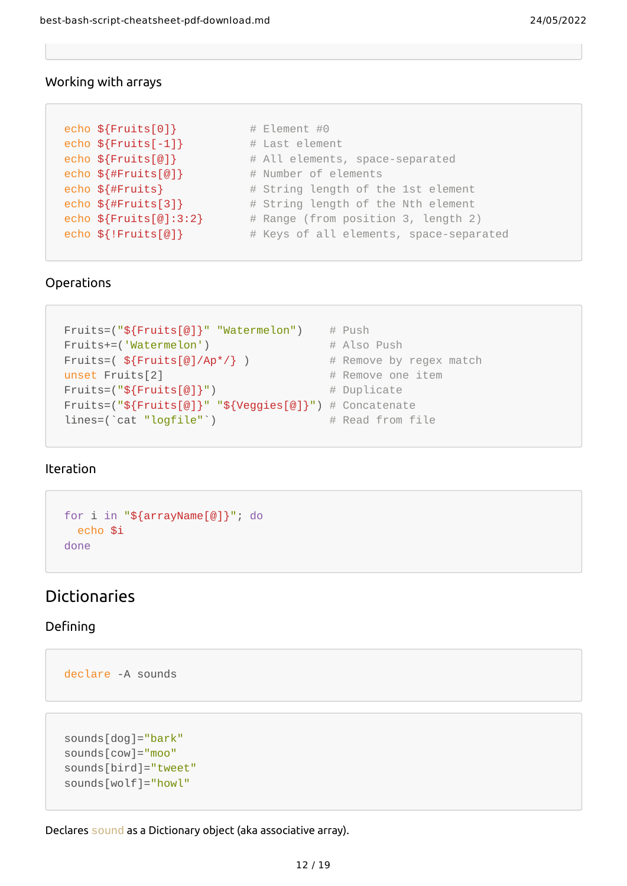```
```

### Working with arrays

```
echo ${Fruits[0]}           # Element #0
echo ${Fruits[-1]}          # Last element
echo ${Fruits[@]}           # All elements, space-separated
echo ${#Fruits[@]}          # Number of elements
echo ${#Fruits}             # String length of the 1st element
echo ${#Fruits[3]}          # String length of the Nth element
echo ${Fruits[@]:3:2}       # Range (from position 3, length 2)
echo ${!Fruits[@]}          # Keys of all elements, space-separated
```

### Operations

```
Fruits=("${Fruits[@]}" "Watermelon")    # Push
Fruits+=('Watermelon')                  # Also Push
Fruits=( ${Fruits[@]/Ap*/} )            # Remove by regex match
unset Fruits[2]                         # Remove one item
Fruits=("${Fruits[@]}")                 # Duplicate
Fruits=("${Fruits[@]}" "${Veggies[@]}") # Concatenate
lines=(`cat "logfile"`)                 # Read from file
```

### Iteration

```
for i in "${arrayName[@]}"; do
  echo $i
done
```

## Dictionaries

### Defining

```
declare -A sounds
```

```
sounds[dog]="bark"
sounds[cow]="moo"
sounds[bird]="tweet"
sounds[wolf]="howl"
```

Declares `sound` as a Dictionary object (aka associative array).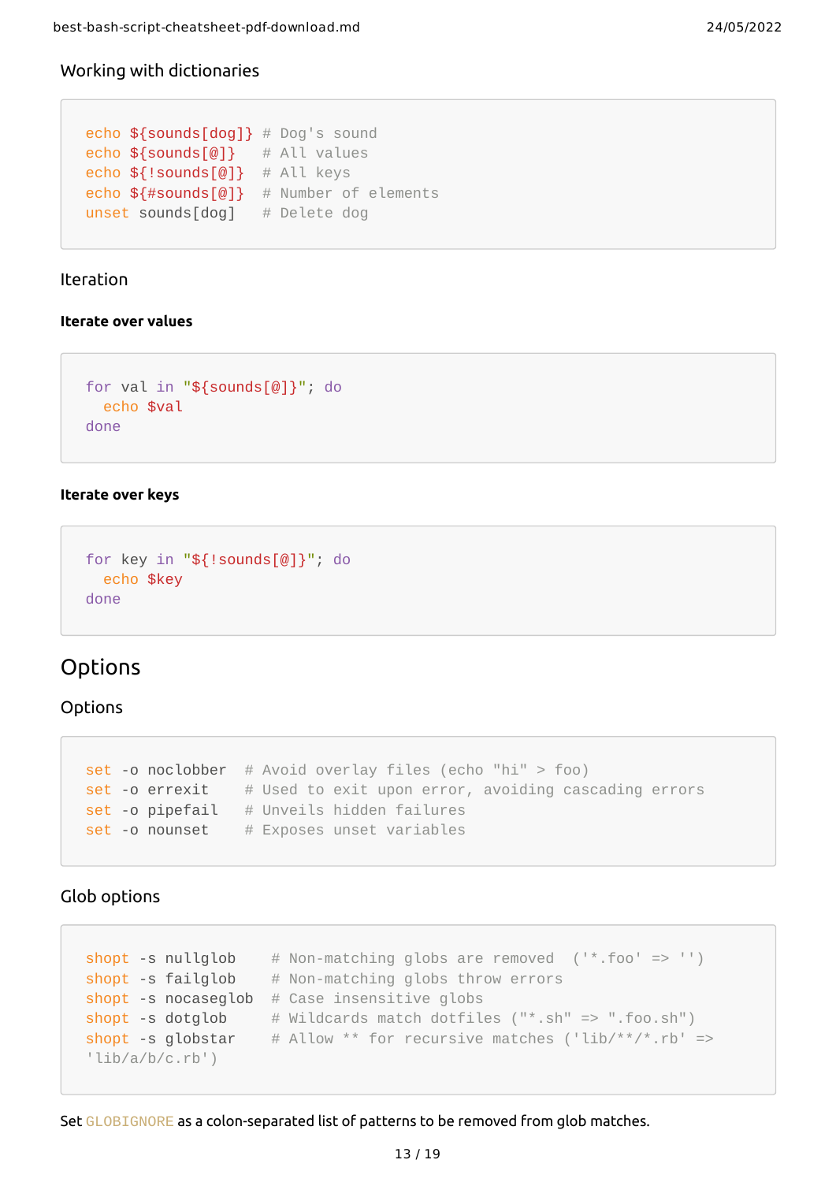### Working with dictionaries

```
echo ${sounds[dog]} # Dog's sound
echo ${sounds[@]}   # All values
echo ${!sounds[@]}  # All keys
echo ${#sounds[@]}  # Number of elements
unset sounds[dog]   # Delete dog
```

### Iteration

#### Iterate over values

```
for val in "${sounds[@]}"; do
  echo $val
done
```

#### Iterate over keys

```
for key in "${!sounds[@]}"; do
  echo $key
done
```

## Options

### Options

```
set -o noclobber  # Avoid overlay files (echo "hi" > foo)
set -o errexit    # Used to exit upon error, avoiding cascading errors
set -o pipefail   # Unveils hidden failures
set -o nounset    # Exposes unset variables
```

### Glob options

```
shopt -s nullglob    # Non-matching globs are removed  ('*.foo' => '')
shopt -s failglob    # Non-matching globs throw errors
shopt -s nocaseglob  # Case insensitive globs
shopt -s dotglob     # Wildcards match dotfiles ("*.sh" => ".foo.sh")
shopt -s globstar    # Allow ** for recursive matches ('lib/**/*.rb' =>
'lib/a/b/c.rb')
```

Set `GLOBIGNORE` as a colon-separated list of patterns to be removed from glob matches.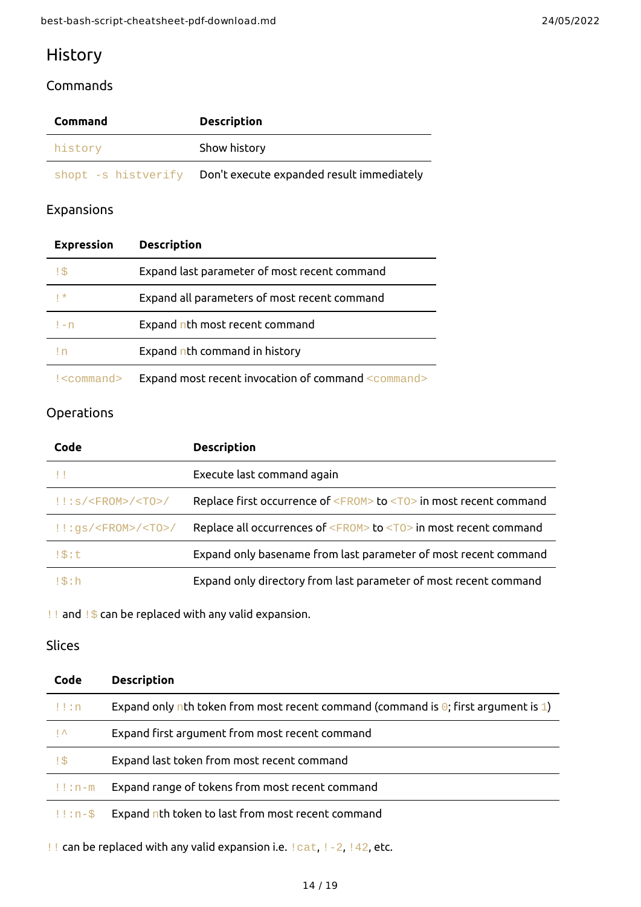## History

### Commands

| Command | Description |
| --- | --- |
| `history` | Show history |
| `shopt -s histverify` | Don't execute expanded result immediately |

### Expansions

| Expression | Description |
| --- | --- |
| `!$` | Expand last parameter of most recent command |
| `!*` | Expand all parameters of most recent command |
| `!-n` | Expand `n`th most recent command |
| `!n` | Expand `n`th command in history |
| `!<command>` | Expand most recent invocation of command `<command>` |

### Operations

| Code | Description |
| --- | --- |
| `!!` | Execute last command again |
| `!!:s/<FROM>/<TO>/` | Replace first occurrence of `<FROM>` to `<TO>` in most recent command |
| `!!:gs/<FROM>/<TO>/` | Replace all occurrences of `<FROM>` to `<TO>` in most recent command |
| `!$:t` | Expand only basename from last parameter of most recent command |
| `!$:h` | Expand only directory from last parameter of most recent command |

`!!` and `!$` can be replaced with any valid expansion.

### Slices

| Code | Description |
| --- | --- |
| `!!:n` | Expand only `n`th token from most recent command (command is `0`; first argument is `1`) |
| `!^` | Expand first argument from most recent command |
| `!$` | Expand last token from most recent command |
| `!!:n-m` | Expand range of tokens from most recent command |
| `!!:n-$` | Expand `n`th token to last from most recent command |

`!!` can be replaced with any valid expansion i.e. `!cat`, `!-2`, `!42`, etc.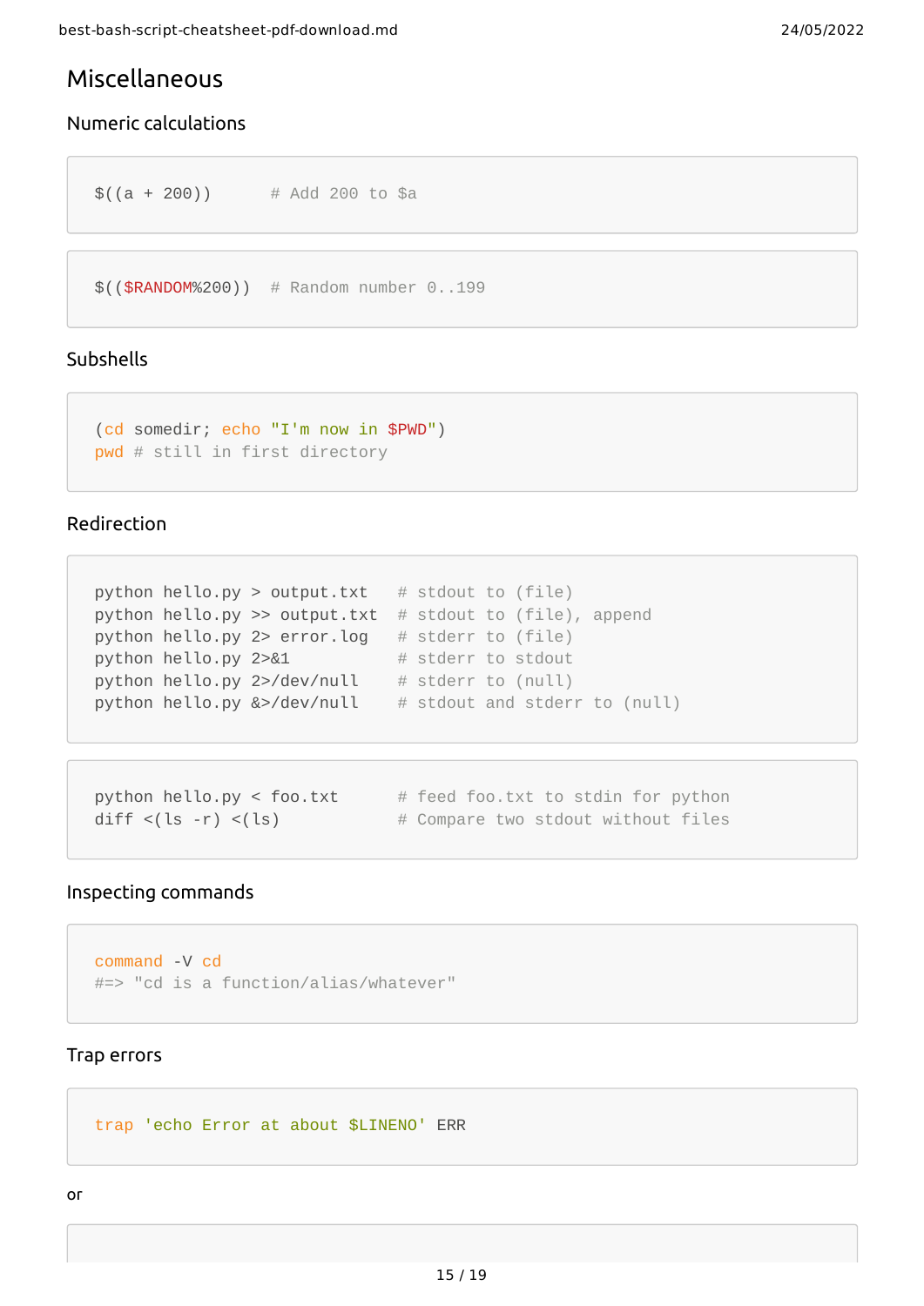## Miscellaneous

### Numeric calculations

```
$((a + 200))      # Add 200 to $a
```

```
$(($RANDOM%200))  # Random number 0..199
```

### Subshells

```
(cd somedir; echo "I'm now in $PWD")
pwd # still in first directory
```

### Redirection

```
python hello.py > output.txt   # stdout to (file)
python hello.py >> output.txt  # stdout to (file), append
python hello.py 2> error.log   # stderr to (file)
python hello.py 2>&1           # stderr to stdout
python hello.py 2>/dev/null    # stderr to (null)
python hello.py &>/dev/null    # stdout and stderr to (null)
```

```
python hello.py < foo.txt      # feed foo.txt to stdin for python
diff <(ls -r) <(ls)            # Compare two stdout without files
```

### Inspecting commands

```
command -V cd
#=> "cd is a function/alias/whatever"
```

### Trap errors

```
trap 'echo Error at about $LINENO' ERR
```

or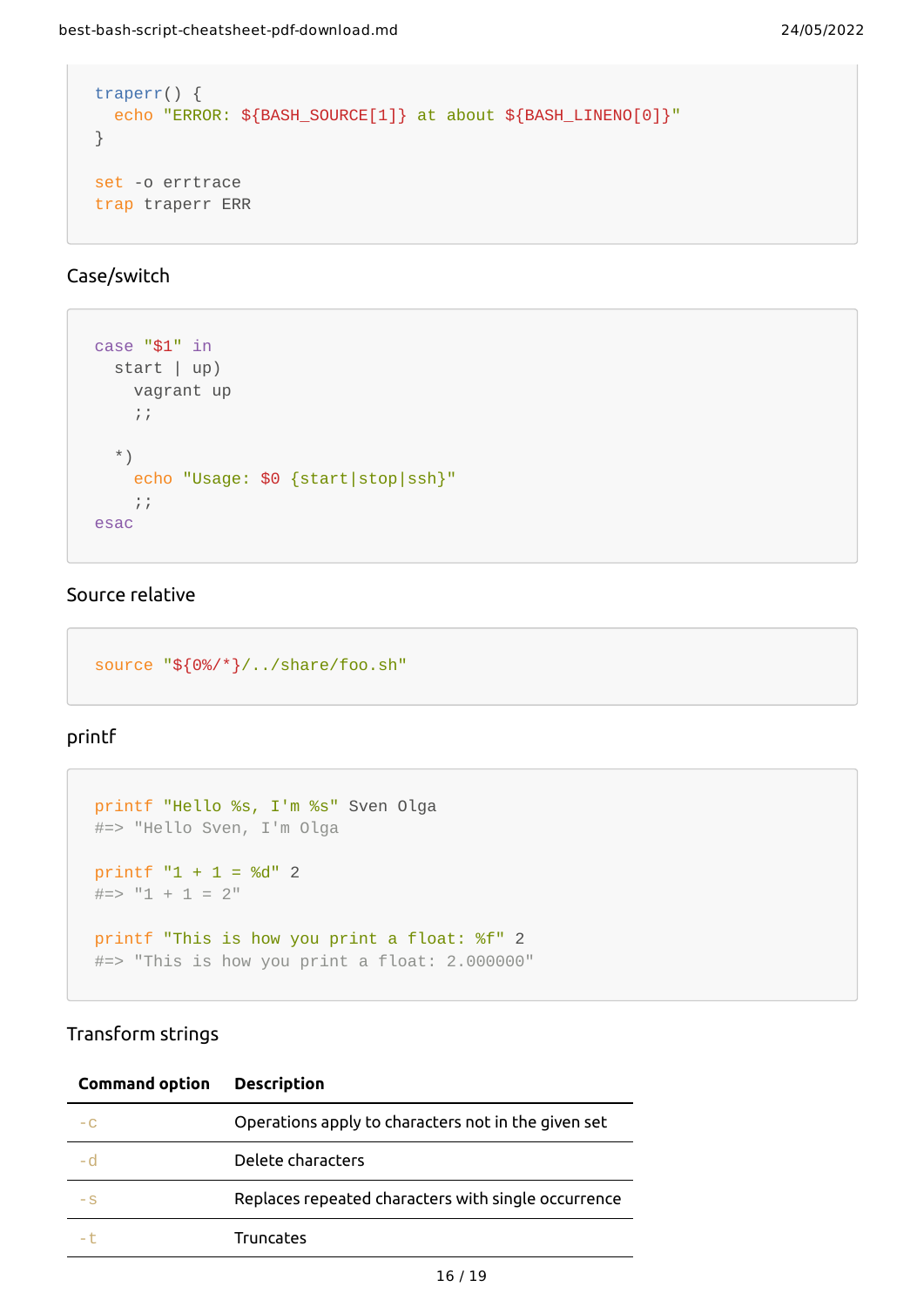```
traperr() {
  echo "ERROR: ${BASH_SOURCE[1]} at about ${BASH_LINENO[0]}"
}

set -o errtrace
trap traperr ERR
```

### Case/switch

```
case "$1" in
  start | up)
    vagrant up
    ;;

  *)
    echo "Usage: $0 {start|stop|ssh}"
    ;;
esac
```

### Source relative

```
source "${0%/*}/../share/foo.sh"
```

### printf

```
printf "Hello %s, I'm %s" Sven Olga
#=> "Hello Sven, I'm Olga

printf "1 + 1 = %d" 2
#=> "1 + 1 = 2"

printf "This is how you print a float: %f" 2
#=> "This is how you print a float: 2.000000"
```

### Transform strings

| Command option | Description |
| --- | --- |
| `-c` | Operations apply to characters not in the given set |
| `-d` | Delete characters |
| `-s` | Replaces repeated characters with single occurrence |
| `-t` | Truncates |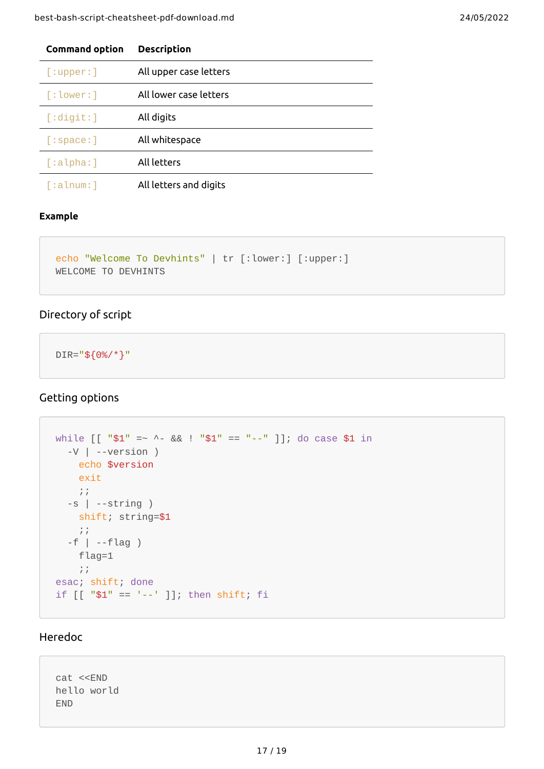| Command option | Description |
| --- | --- |
| `[:upper:]` | All upper case letters |
| `[:lower:]` | All lower case letters |
| `[:digit:]` | All digits |
| `[:space:]` | All whitespace |
| `[:alpha:]` | All letters |
| `[:alnum:]` | All letters and digits |

#### Example

```
echo "Welcome To Devhints" | tr [:lower:] [:upper:]
WELCOME TO DEVHINTS
```

### Directory of script

```
DIR="${0%/*}"
```

### Getting options

```
while [[ "$1" =~ ^- && ! "$1" == "--" ]]; do case $1 in
  -V | --version )
    echo $version
    exit
    ;;
  -s | --string )
    shift; string=$1
    ;;
  -f | --flag )
    flag=1
    ;;
esac; shift; done
if [[ "$1" == '--' ]]; then shift; fi
```

### Heredoc

```
cat <<END
hello world
END
```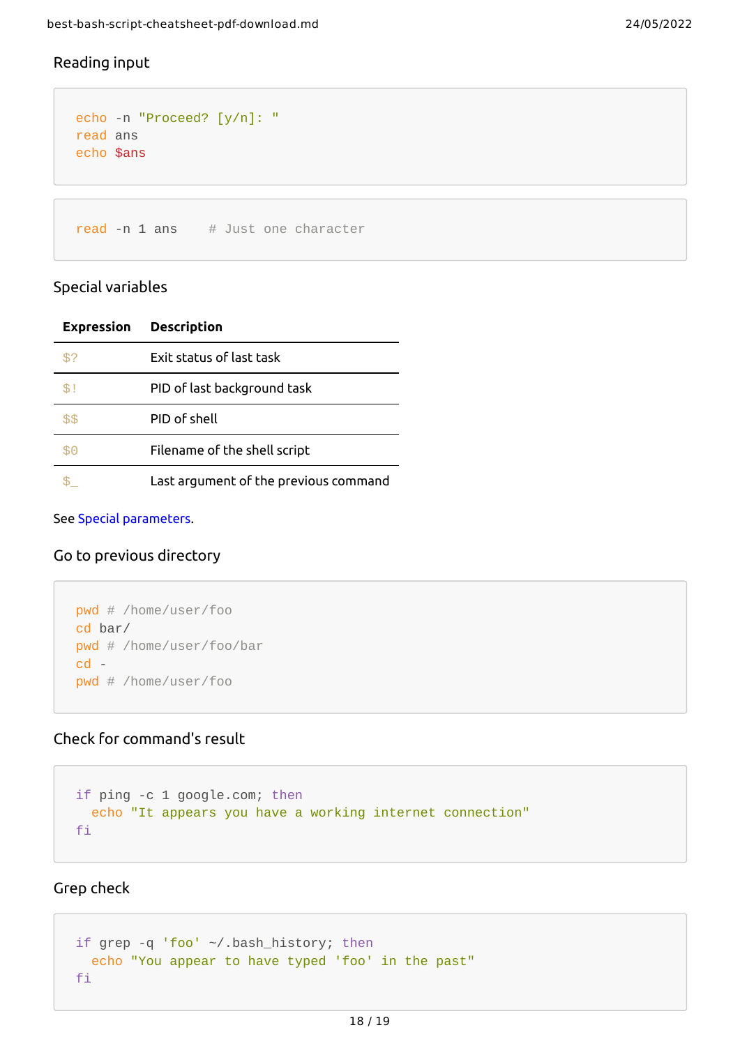### Reading input

```
echo -n "Proceed? [y/n]: "
read ans
echo $ans
```

```
read -n 1 ans    # Just one character
```

### Special variables

| Expression | Description |
| --- | --- |
| `$?` | Exit status of last task |
| `$!` | PID of last background task |
| `$$` | PID of shell |
| `$0` | Filename of the shell script |
| `$_` | Last argument of the previous command |

See Special parameters.

### Go to previous directory

```
pwd # /home/user/foo
cd bar/
pwd # /home/user/foo/bar
cd -
pwd # /home/user/foo
```

### Check for command's result

```
if ping -c 1 google.com; then
  echo "It appears you have a working internet connection"
fi
```

### Grep check

```
if grep -q 'foo' ~/.bash_history; then
  echo "You appear to have typed 'foo' in the past"
fi
```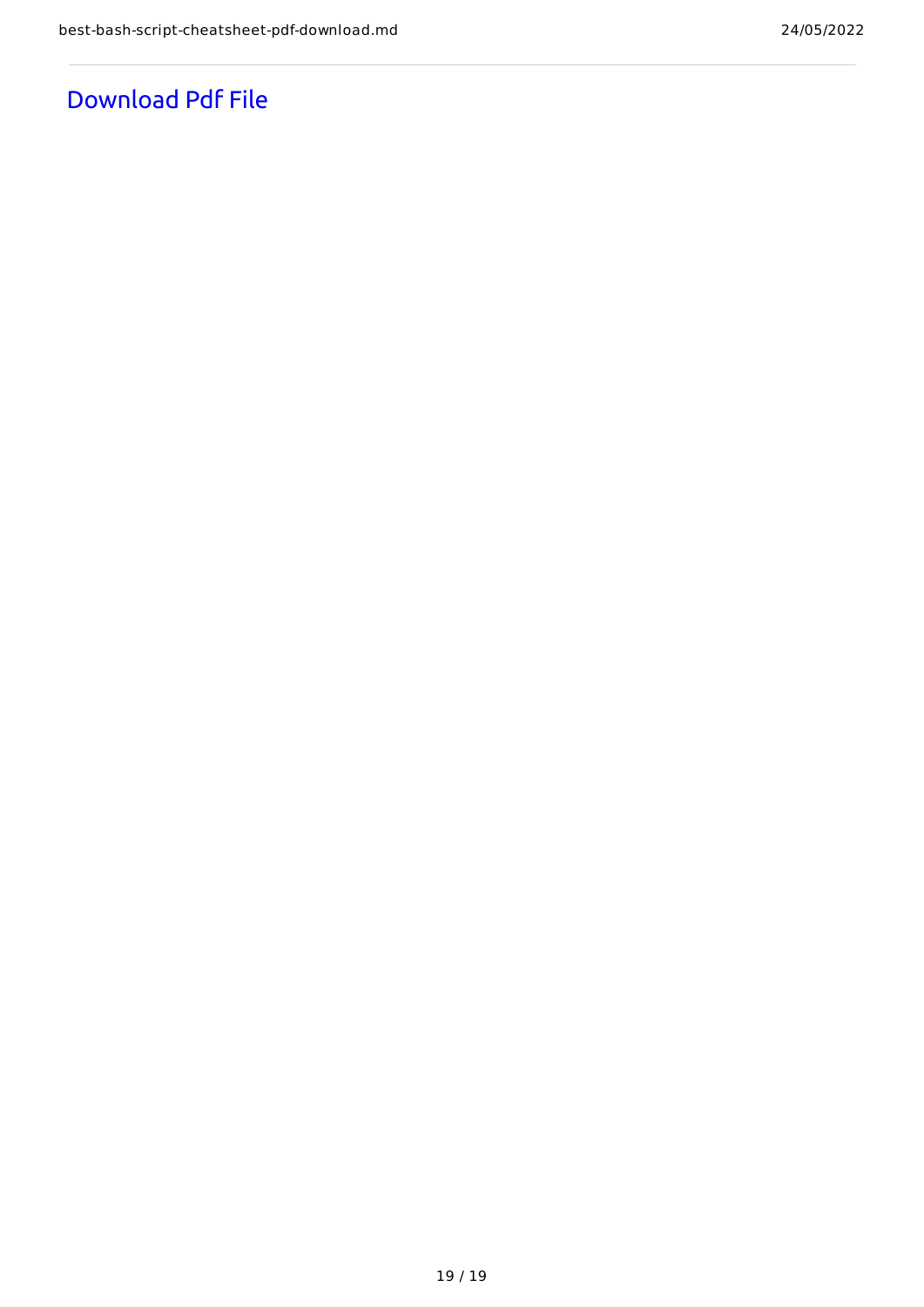Download Pdf File